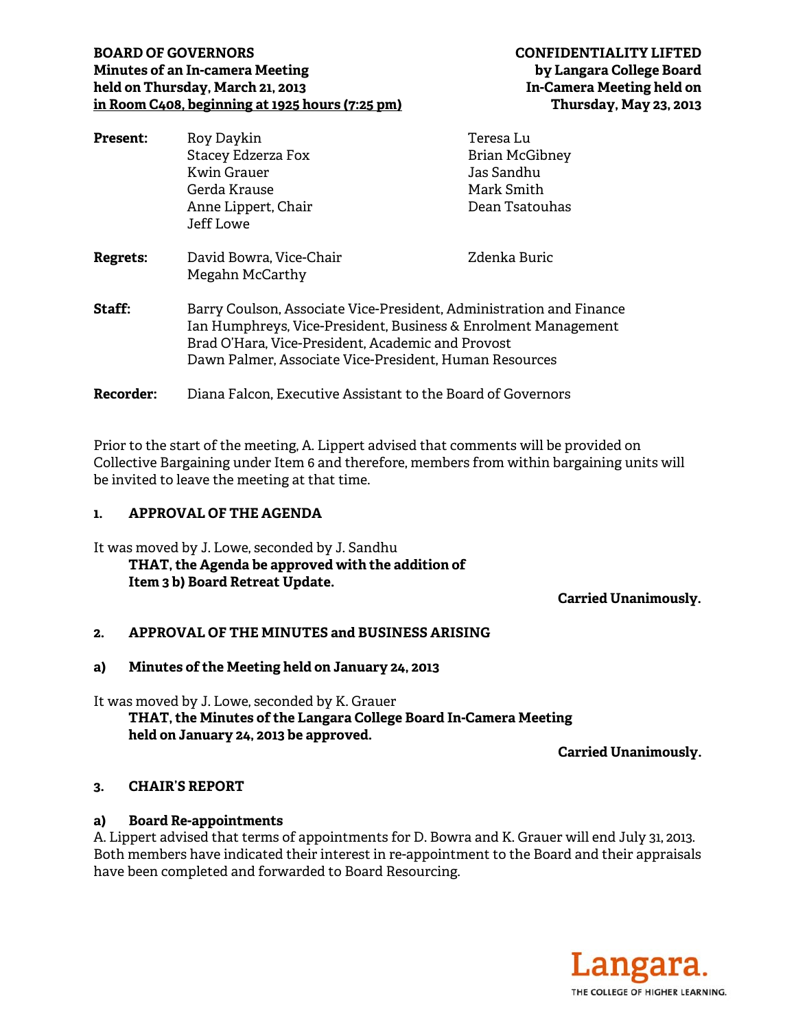**BOARD OF GOVERNORS**
**Minutes of an In-camera Meeting**
**held on Thursday, March 21, 2013**
**in Room C408, beginning at 1925 hours (7:25 pm)**

**CONFIDENTIALITY LIFTED**
**by Langara College Board**
**In-Camera Meeting held on**
**Thursday, May 23, 2013**

**Present:** Roy Daykin, Stacey Edzerza Fox, Kwin Grauer, Gerda Krause, Anne Lippert, Chair, Jeff Lowe, Teresa Lu, Brian McGibney, Jas Sandhu, Mark Smith, Dean Tsatouhas

**Regrets:** David Bowra, Vice-Chair, Megahn McCarthy, Zdenka Buric

**Staff:** Barry Coulson, Associate Vice-President, Administration and Finance
Ian Humphreys, Vice-President, Business & Enrolment Management
Brad O'Hara, Vice-President, Academic and Provost
Dawn Palmer, Associate Vice-President, Human Resources

**Recorder:** Diana Falcon, Executive Assistant to the Board of Governors

Prior to the start of the meeting, A. Lippert advised that comments will be provided on Collective Bargaining under Item 6 and therefore, members from within bargaining units will be invited to leave the meeting at that time.

## 1. APPROVAL OF THE AGENDA

It was moved by J. Lowe, seconded by J. Sandhu

**THAT, the Agenda be approved with the addition of Item 3 b) Board Retreat Update.**

**Carried Unanimously.**

## 2. APPROVAL OF THE MINUTES and BUSINESS ARISING

### a) Minutes of the Meeting held on January 24, 2013

It was moved by J. Lowe, seconded by K. Grauer

**THAT, the Minutes of the Langara College Board In-Camera Meeting held on January 24, 2013 be approved.**

**Carried Unanimously.**

## 3. CHAIR'S REPORT

### a) Board Re-appointments

A. Lippert advised that terms of appointments for D. Bowra and K. Grauer will end July 31, 2013. Both members have indicated their interest in re-appointment to the Board and their appraisals have been completed and forwarded to Board Resourcing.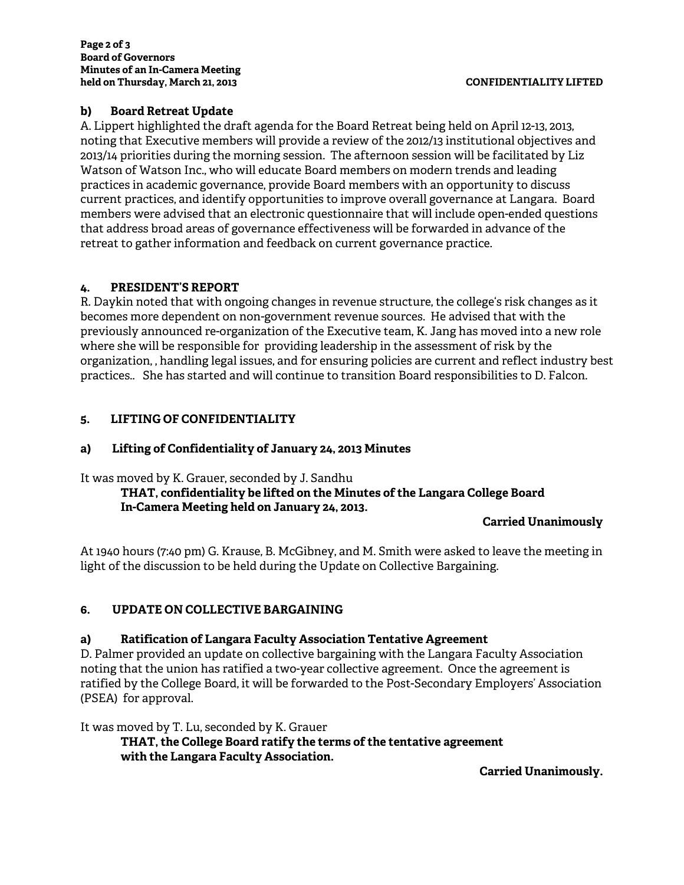**b) Board Retreat Update**

A. Lippert highlighted the draft agenda for the Board Retreat being held on April 12-13, 2013, noting that Executive members will provide a review of the 2012/13 institutional objectives and 2013/14 priorities during the morning session. The afternoon session will be facilitated by Liz Watson of Watson Inc., who will educate Board members on modern trends and leading practices in academic governance, provide Board members with an opportunity to discuss current practices, and identify opportunities to improve overall governance at Langara. Board members were advised that an electronic questionnaire that will include open-ended questions that address broad areas of governance effectiveness will be forwarded in advance of the retreat to gather information and feedback on current governance practice.

## 4. PRESIDENT'S REPORT

R. Daykin noted that with ongoing changes in revenue structure, the college's risk changes as it becomes more dependent on non-government revenue sources. He advised that with the previously announced re-organization of the Executive team, K. Jang has moved into a new role where she will be responsible for providing leadership in the assessment of risk by the organization, , handling legal issues, and for ensuring policies are current and reflect industry best practices.. She has started and will continue to transition Board responsibilities to D. Falcon.

## 5. LIFTING OF CONFIDENTIALITY

**a) Lifting of Confidentiality of January 24, 2013 Minutes**

It was moved by K. Grauer, seconded by J. Sandhu

**THAT, confidentiality be lifted on the Minutes of the Langara College Board In-Camera Meeting held on January 24, 2013.**

**Carried Unanimously**

At 1940 hours (7:40 pm) G. Krause, B. McGibney, and M. Smith were asked to leave the meeting in light of the discussion to be held during the Update on Collective Bargaining.

## 6. UPDATE ON COLLECTIVE BARGAINING

**a) Ratification of Langara Faculty Association Tentative Agreement**

D. Palmer provided an update on collective bargaining with the Langara Faculty Association noting that the union has ratified a two-year collective agreement. Once the agreement is ratified by the College Board, it will be forwarded to the Post-Secondary Employers' Association (PSEA) for approval.

It was moved by T. Lu, seconded by K. Grauer

**THAT, the College Board ratify the terms of the tentative agreement with the Langara Faculty Association.**

**Carried Unanimously.**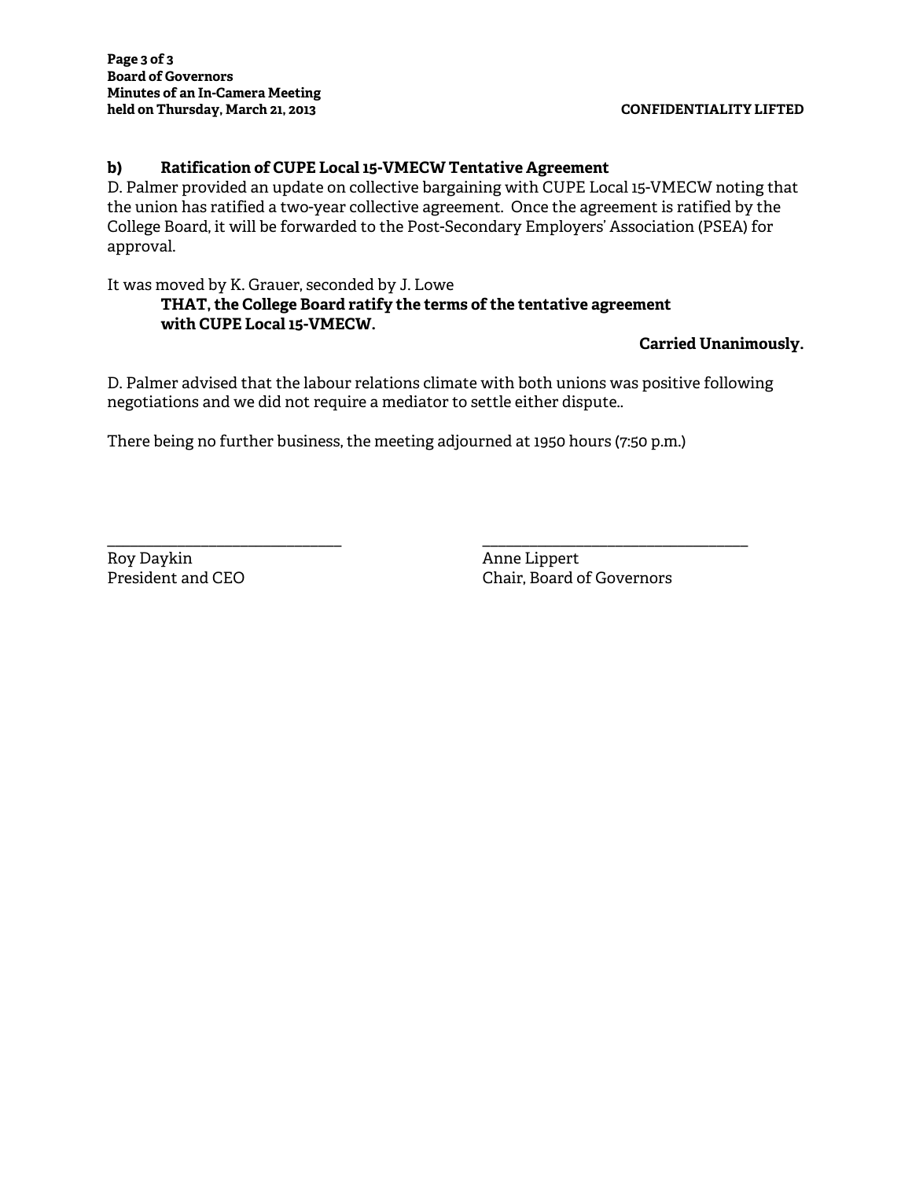### b) Ratification of CUPE Local 15-VMECW Tentative Agreement

D. Palmer provided an update on collective bargaining with CUPE Local 15-VMECW noting that the union has ratified a two-year collective agreement. Once the agreement is ratified by the College Board, it will be forwarded to the Post-Secondary Employers' Association (PSEA) for approval.

It was moved by K. Grauer, seconded by J. Lowe

> **THAT, the College Board ratify the terms of the tentative agreement with CUPE Local 15-VMECW.**

**Carried Unanimously.**

D. Palmer advised that the labour relations climate with both unions was positive following negotiations and we did not require a mediator to settle either dispute..

There being no further business, the meeting adjourned at 1950 hours (7:50 p.m.)

\_\_\_\_\_\_\_\_\_\_\_\_\_\_\_\_\_\_\_\_\_\_\_\_\_\_\_\_\_\_
Roy Daykin
President and CEO

\_\_\_\_\_\_\_\_\_\_\_\_\_\_\_\_\_\_\_\_\_\_\_\_\_\_\_\_\_\_
Anne Lippert
Chair, Board of Governors